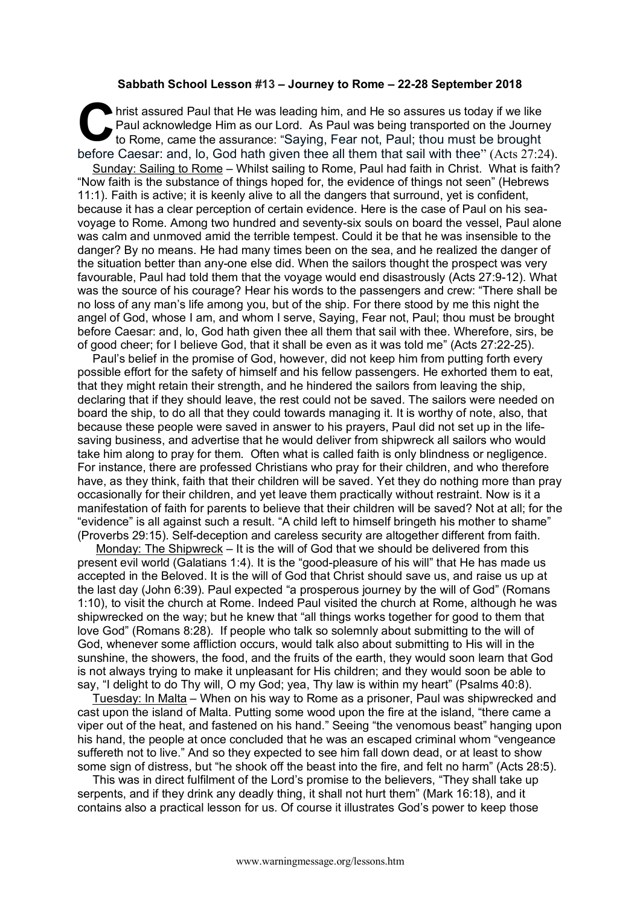**Sabbath School Lesson #13 – Journey to Rome – 22-28 September 2018**

Christ assured Paul that He was leading him, and He so assures us today if we like Paul acknowledge Him as our Lord. As Paul was being transported on the Journey to Rome, came the assurance: "Saying, Fear not, Paul; thou must be brought before Caesar: and, lo, God hath given thee all them that sail with thee" (Acts 27:24).

Sunday: Sailing to Rome – Whilst sailing to Rome, Paul had faith in Christ. What is faith? "Now faith is the substance of things hoped for, the evidence of things not seen" (Hebrews 11:1). Faith is active; it is keenly alive to all the dangers that surround, yet is confident, because it has a clear perception of certain evidence. Here is the case of Paul on his sea-voyage to Rome. Among two hundred and seventy-six souls on board the vessel, Paul alone was calm and unmoved amid the terrible tempest. Could it be that he was insensible to the danger? By no means. He had many times been on the sea, and he realized the danger of the situation better than any-one else did. When the sailors thought the prospect was very favourable, Paul had told them that the voyage would end disastrously (Acts 27:9-12). What was the source of his courage? Hear his words to the passengers and crew: "There shall be no loss of any man's life among you, but of the ship. For there stood by me this night the angel of God, whose I am, and whom I serve, Saying, Fear not, Paul; thou must be brought before Caesar: and, lo, God hath given thee all them that sail with thee. Wherefore, sirs, be of good cheer; for I believe God, that it shall be even as it was told me" (Acts 27:22-25).

Paul's belief in the promise of God, however, did not keep him from putting forth every possible effort for the safety of himself and his fellow passengers. He exhorted them to eat, that they might retain their strength, and he hindered the sailors from leaving the ship, declaring that if they should leave, the rest could not be saved. The sailors were needed on board the ship, to do all that they could towards managing it. It is worthy of note, also, that because these people were saved in answer to his prayers, Paul did not set up in the life-saving business, and advertise that he would deliver from shipwreck all sailors who would take him along to pray for them. Often what is called faith is only blindness or negligence. For instance, there are professed Christians who pray for their children, and who therefore have, as they think, faith that their children will be saved. Yet they do nothing more than pray occasionally for their children, and yet leave them practically without restraint. Now is it a manifestation of faith for parents to believe that their children will be saved? Not at all; for the "evidence" is all against such a result. "A child left to himself bringeth his mother to shame" (Proverbs 29:15). Self-deception and careless security are altogether different from faith.

Monday: The Shipwreck – It is the will of God that we should be delivered from this present evil world (Galatians 1:4). It is the "good-pleasure of his will" that He has made us accepted in the Beloved. It is the will of God that Christ should save us, and raise us up at the last day (John 6:39). Paul expected "a prosperous journey by the will of God" (Romans 1:10), to visit the church at Rome. Indeed Paul visited the church at Rome, although he was shipwrecked on the way; but he knew that "all things works together for good to them that love God" (Romans 8:28). If people who talk so solemnly about submitting to the will of God, whenever some affliction occurs, would talk also about submitting to His will in the sunshine, the showers, the food, and the fruits of the earth, they would soon learn that God is not always trying to make it unpleasant for His children; and they would soon be able to say, "I delight to do Thy will, O my God; yea, Thy law is within my heart" (Psalms 40:8).

Tuesday: In Malta – When on his way to Rome as a prisoner, Paul was shipwrecked and cast upon the island of Malta. Putting some wood upon the fire at the island, "there came a viper out of the heat, and fastened on his hand." Seeing "the venomous beast" hanging upon his hand, the people at once concluded that he was an escaped criminal whom "vengeance suffereth not to live." And so they expected to see him fall down dead, or at least to show some sign of distress, but "he shook off the beast into the fire, and felt no harm" (Acts 28:5).

This was in direct fulfilment of the Lord's promise to the believers, "They shall take up serpents, and if they drink any deadly thing, it shall not hurt them" (Mark 16:18), and it contains also a practical lesson for us. Of course it illustrates God's power to keep those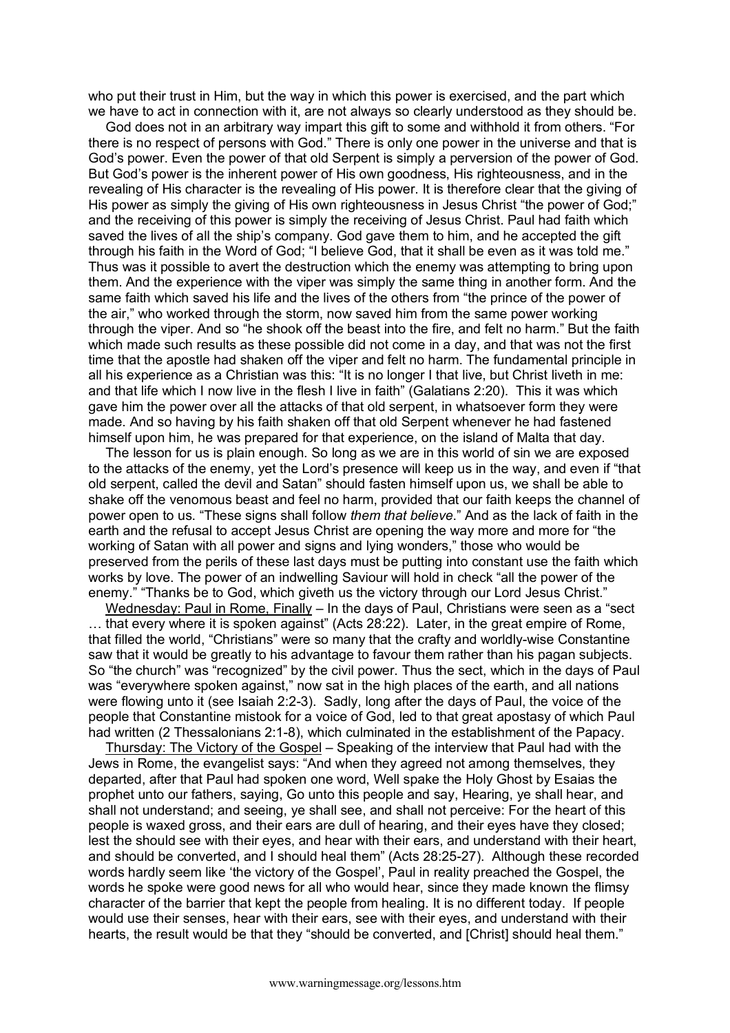who put their trust in Him, but the way in which this power is exercised, and the part which we have to act in connection with it, are not always so clearly understood as they should be.

God does not in an arbitrary way impart this gift to some and withhold it from others. "For there is no respect of persons with God." There is only one power in the universe and that is God's power. Even the power of that old Serpent is simply a perversion of the power of God. But God's power is the inherent power of His own goodness, His righteousness, and in the revealing of His character is the revealing of His power. It is therefore clear that the giving of His power as simply the giving of His own righteousness in Jesus Christ "the power of God;" and the receiving of this power is simply the receiving of Jesus Christ. Paul had faith which saved the lives of all the ship's company. God gave them to him, and he accepted the gift through his faith in the Word of God; "I believe God, that it shall be even as it was told me." Thus was it possible to avert the destruction which the enemy was attempting to bring upon them. And the experience with the viper was simply the same thing in another form. And the same faith which saved his life and the lives of the others from "the prince of the power of the air," who worked through the storm, now saved him from the same power working through the viper. And so "he shook off the beast into the fire, and felt no harm." But the faith which made such results as these possible did not come in a day, and that was not the first time that the apostle had shaken off the viper and felt no harm. The fundamental principle in all his experience as a Christian was this: "It is no longer I that live, but Christ liveth in me: and that life which I now live in the flesh I live in faith" (Galatians 2:20). This it was which gave him the power over all the attacks of that old serpent, in whatsoever form they were made. And so having by his faith shaken off that old Serpent whenever he had fastened himself upon him, he was prepared for that experience, on the island of Malta that day.

The lesson for us is plain enough. So long as we are in this world of sin we are exposed to the attacks of the enemy, yet the Lord's presence will keep us in the way, and even if "that old serpent, called the devil and Satan" should fasten himself upon us, we shall be able to shake off the venomous beast and feel no harm, provided that our faith keeps the channel of power open to us. "These signs shall follow *them that believe*." And as the lack of faith in the earth and the refusal to accept Jesus Christ are opening the way more and more for "the working of Satan with all power and signs and lying wonders," those who would be preserved from the perils of these last days must be putting into constant use the faith which works by love. The power of an indwelling Saviour will hold in check "all the power of the enemy." "Thanks be to God, which giveth us the victory through our Lord Jesus Christ."

<u>Wednesday: Paul in Rome, Finally</u> – In the days of Paul, Christians were seen as a "sect … that every where it is spoken against" (Acts 28:22). Later, in the great empire of Rome, that filled the world, "Christians" were so many that the crafty and worldly-wise Constantine saw that it would be greatly to his advantage to favour them rather than his pagan subjects. So "the church" was "recognized" by the civil power. Thus the sect, which in the days of Paul was "everywhere spoken against," now sat in the high places of the earth, and all nations were flowing unto it (see Isaiah 2:2-3). Sadly, long after the days of Paul, the voice of the people that Constantine mistook for a voice of God, led to that great apostasy of which Paul had written (2 Thessalonians 2:1-8), which culminated in the establishment of the Papacy.

<u>Thursday: The Victory of the Gospel</u> – Speaking of the interview that Paul had with the Jews in Rome, the evangelist says: "And when they agreed not among themselves, they departed, after that Paul had spoken one word, Well spake the Holy Ghost by Esaias the prophet unto our fathers, saying, Go unto this people and say, Hearing, ye shall hear, and shall not understand; and seeing, ye shall see, and shall not perceive: For the heart of this people is waxed gross, and their ears are dull of hearing, and their eyes have they closed; lest the should see with their eyes, and hear with their ears, and understand with their heart, and should be converted, and I should heal them" (Acts 28:25-27). Although these recorded words hardly seem like 'the victory of the Gospel', Paul in reality preached the Gospel, the words he spoke were good news for all who would hear, since they made known the flimsy character of the barrier that kept the people from healing. It is no different today. If people would use their senses, hear with their ears, see with their eyes, and understand with their hearts, the result would be that they "should be converted, and [Christ] should heal them."